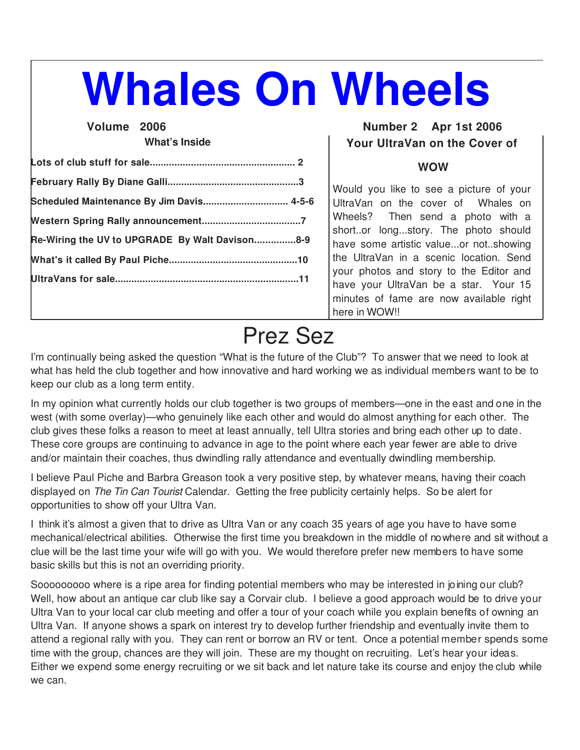# Whales On Wheels

**Volume 2006** **Number 2 Apr 1st 2006**

**What's Inside**

| | |
|---|---|
| **Lots of club stuff for sale** | **2** |
| **February Rally By Diane Galli** | **3** |
| **Scheduled Maintenance By Jim Davis** | **4-5-6** |
| **Western Spring Rally announcement** | **7** |
| **Re-Wiring the UV to UPGRADE By Walt Davison** | **8-9** |
| **What's it called By Paul Piche** | **10** |
| **UltraVans for sale** | **11** |

### Your UltraVan on the Cover of WOW

Would you like to see a picture of your UltraVan on the cover of Whales on Wheels? Then send a photo with a short..or long...story. The photo should have some artistic value...or not..showing the UltraVan in a scenic location. Send your photos and story to the Editor and have your UltraVan be a star. Your 15 minutes of fame are now available right here in WOW!!

# Prez Sez

I'm continually being asked the question "What is the future of the Club"? To answer that we need to look at what has held the club together and how innovative and hard working we as individual members want to be to keep our club as a long term entity.

In my opinion what currently holds our club together is two groups of members—one in the east and one in the west (with some overlay)—who genuinely like each other and would do almost anything for each other. The club gives these folks a reason to meet at least annually, tell Ultra stories and bring each other up to date. These core groups are continuing to advance in age to the point where each year fewer are able to drive and/or maintain their coaches, thus dwindling rally attendance and eventually dwindling membership.

I believe Paul Piche and Barbra Greason took a very positive step, by whatever means, having their coach displayed on *The Tin Can Tourist* Calendar. Getting the free publicity certainly helps. So be alert for opportunities to show off your Ultra Van.

I think it's almost a given that to drive as Ultra Van or any coach 35 years of age you have to have some mechanical/electrical abilities. Otherwise the first time you breakdown in the middle of nowhere and sit without a clue will be the last time your wife will go with you. We would therefore prefer new members to have some basic skills but this is not an overriding priority.

Sooooooooo where is a ripe area for finding potential members who may be interested in joining our club? Well, how about an antique car club like say a Corvair club. I believe a good approach would be to drive your Ultra Van to your local car club meeting and offer a tour of your coach while you explain benefits of owning an Ultra Van. If anyone shows a spark on interest try to develop further friendship and eventually invite them to attend a regional rally with you. They can rent or borrow an RV or tent. Once a potential member spends some time with the group, chances are they will join. These are my thought on recruiting. Let's hear your ideas. Either we expend some energy recruiting or we sit back and let nature take its course and enjoy the club while we can.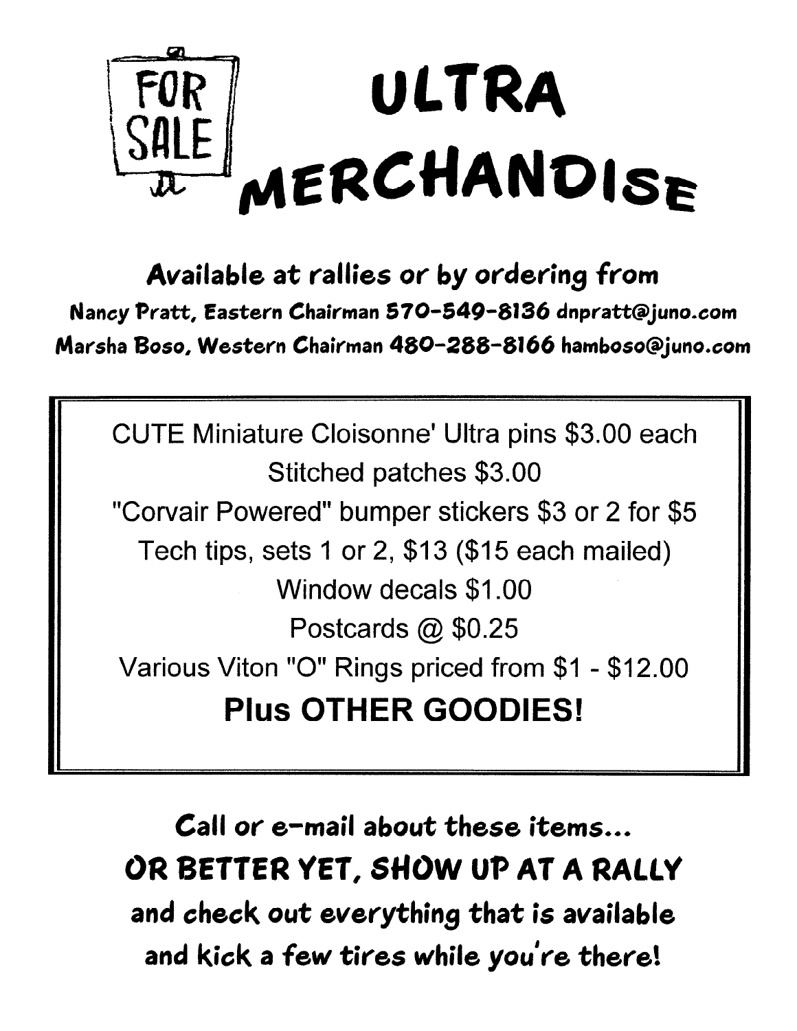FOR SALE

# ULTRA MERCHANDISE

**Available at rallies or by ordering from**

**Nancy Pratt, Eastern Chairman 570-549-8136 dnpratt@juno.com**
**Marsha Boso, Western Chairman 480-288-8166 hamboso@juno.com**

CUTE Miniature Cloisonne' Ultra pins $3.00 each
Stitched patches $3.00
"Corvair Powered" bumper stickers $3 or 2 for $5
Tech tips, sets 1 or 2, $13 ($15 each mailed)
Window decals $1.00
Postcards @ $0.25
Various Viton "O" Rings priced from $1 - $12.00

**Plus OTHER GOODIES!**

**Call or e-mail about these items...**
**OR BETTER YET, SHOW UP AT A RALLY**
**and check out everything that is available**
**and kick a few tires while you're there!**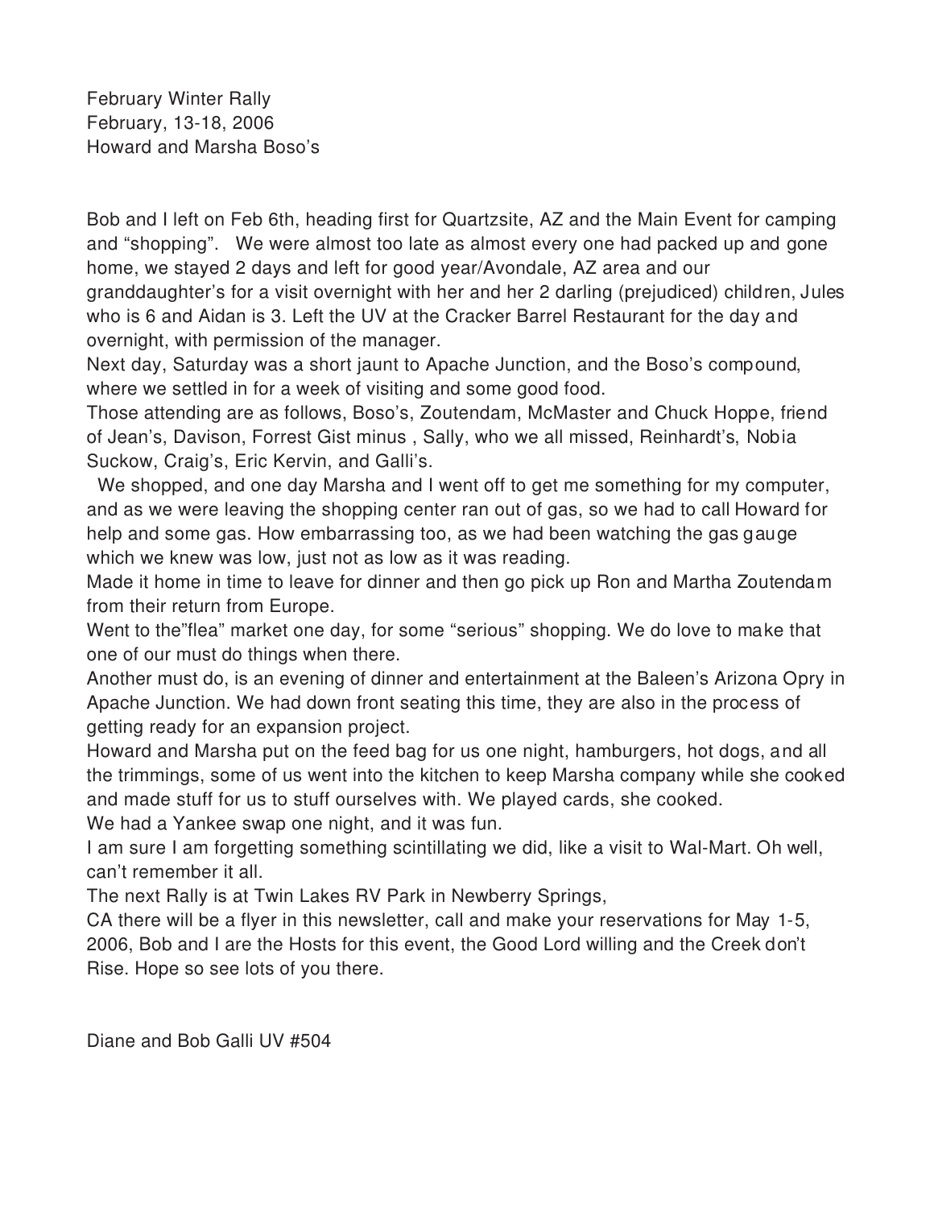February Winter Rally
February, 13-18, 2006
Howard and Marsha Boso's

Bob and I left on Feb 6th, heading first for Quartzsite, AZ and the Main Event for camping and "shopping". We were almost too late as almost every one had packed up and gone home, we stayed 2 days and left for good year/Avondale, AZ area and our granddaughter's for a visit overnight with her and her 2 darling (prejudiced) children, Jules who is 6 and Aidan is 3. Left the UV at the Cracker Barrel Restaurant for the day and overnight, with permission of the manager.

Next day, Saturday was a short jaunt to Apache Junction, and the Boso's compound, where we settled in for a week of visiting and some good food.

Those attending are as follows, Boso's, Zoutendam, McMaster and Chuck Hoppe, friend of Jean's, Davison, Forrest Gist minus , Sally, who we all missed, Reinhardt's, Nobia Suckow, Craig's, Eric Kervin, and Galli's.

We shopped, and one day Marsha and I went off to get me something for my computer, and as we were leaving the shopping center ran out of gas, so we had to call Howard for help and some gas. How embarrassing too, as we had been watching the gas gauge which we knew was low, just not as low as it was reading.

Made it home in time to leave for dinner and then go pick up Ron and Martha Zoutendam from their return from Europe.

Went to the"flea" market one day, for some "serious" shopping. We do love to make that one of our must do things when there.

Another must do, is an evening of dinner and entertainment at the Baleen's Arizona Opry in Apache Junction. We had down front seating this time, they are also in the process of getting ready for an expansion project.

Howard and Marsha put on the feed bag for us one night, hamburgers, hot dogs, and all the trimmings, some of us went into the kitchen to keep Marsha company while she cooked and made stuff for us to stuff ourselves with. We played cards, she cooked.

We had a Yankee swap one night, and it was fun.

I am sure I am forgetting something scintillating we did, like a visit to Wal-Mart. Oh well, can't remember it all.

The next Rally is at Twin Lakes RV Park in Newberry Springs,
CA there will be a flyer in this newsletter, call and make your reservations for May 1-5, 2006, Bob and I are the Hosts for this event, the Good Lord willing and the Creek don't Rise. Hope so see lots of you there.

Diane and Bob Galli UV #504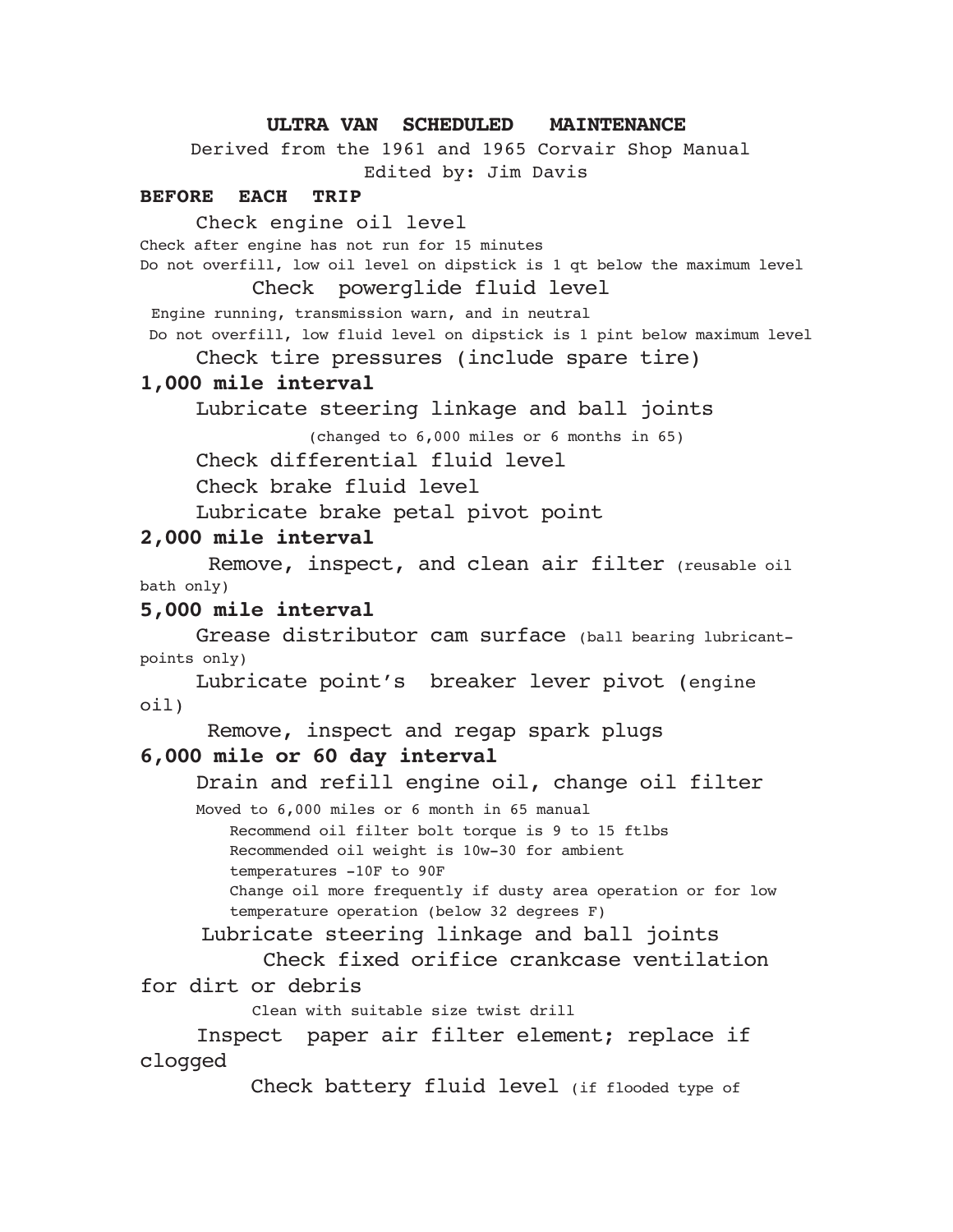# ULTRA VAN SCHEDULED MAINTENANCE

Derived from the 1961 and 1965 Corvair Shop Manual
Edited by: Jim Davis

## BEFORE EACH TRIP

Check engine oil level

Check after engine has not run for 15 minutes
Do not overfill, low oil level on dipstick is 1 qt below the maximum level

Check powerglide fluid level

Engine running, transmission warn, and in neutral
Do not overfill, low fluid level on dipstick is 1 pint below maximum level

Check tire pressures (include spare tire)

## 1,000 mile interval

Lubricate steering linkage and ball joints
(changed to 6,000 miles or 6 months in 65)

Check differential fluid level

Check brake fluid level

Lubricate brake petal pivot point

## 2,000 mile interval

Remove, inspect, and clean air filter (reusable oil bath only)

## 5,000 mile interval

Grease distributor cam surface (ball bearing lubricant-points only)

Lubricate point's breaker lever pivot (engine oil)

Remove, inspect and regap spark plugs

## 6,000 mile or 60 day interval

Drain and refill engine oil, change oil filter

Moved to 6,000 miles or 6 month in 65 manual
Recommend oil filter bolt torque is 9 to 15 ftlbs
Recommended oil weight is 10w-30 for ambient temperatures -10F to 90F
Change oil more frequently if dusty area operation or for low temperature operation (below 32 degrees F)

Lubricate steering linkage and ball joints

Check fixed orifice crankcase ventilation for dirt or debris

Clean with suitable size twist drill

Inspect paper air filter element; replace if clogged

Check battery fluid level (if flooded type of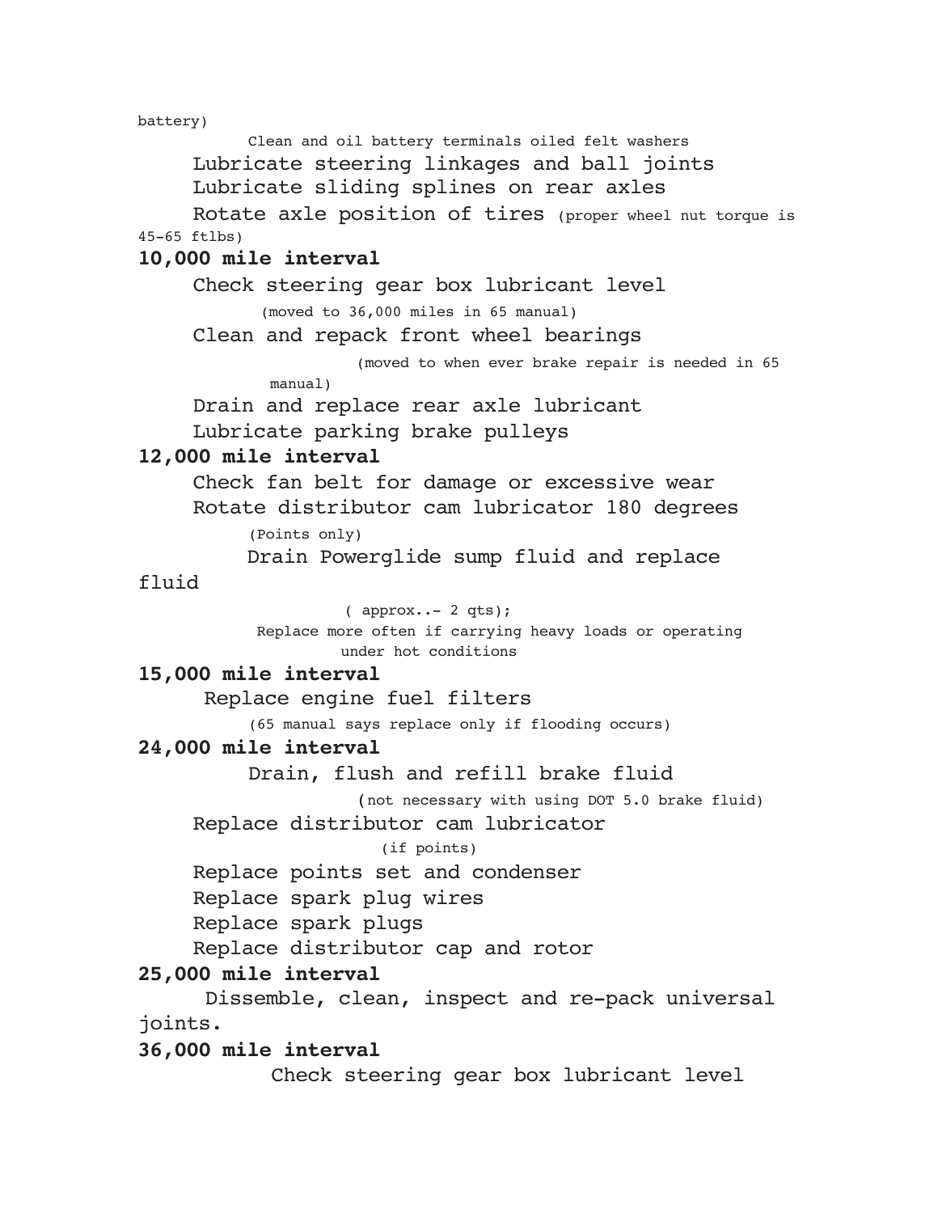battery)

Clean and oil battery terminals oiled felt washers

Lubricate steering linkages and ball joints

Lubricate sliding splines on rear axles

Rotate axle position of tires (proper wheel nut torque is 45-65 ftlbs)

**10,000 mile interval**

Check steering gear box lubricant level

(moved to 36,000 miles in 65 manual)

Clean and repack front wheel bearings

(moved to when ever brake repair is needed in 65 manual)

Drain and replace rear axle lubricant

Lubricate parking brake pulleys

**12,000 mile interval**

Check fan belt for damage or excessive wear

Rotate distributor cam lubricator 180 degrees

(Points only)

Drain Powerglide sump fluid and replace fluid

( approx..- 2 qts);

Replace more often if carrying heavy loads or operating under hot conditions

**15,000 mile interval**

Replace engine fuel filters

(65 manual says replace only if flooding occurs)

**24,000 mile interval**

Drain, flush and refill brake fluid

(not necessary with using DOT 5.0 brake fluid)

Replace distributor cam lubricator

(if points)

Replace points set and condenser

Replace spark plug wires

Replace spark plugs

Replace distributor cap and rotor

**25,000 mile interval**

Dissemble, clean, inspect and re-pack universal joints.

**36,000 mile interval**

Check steering gear box lubricant level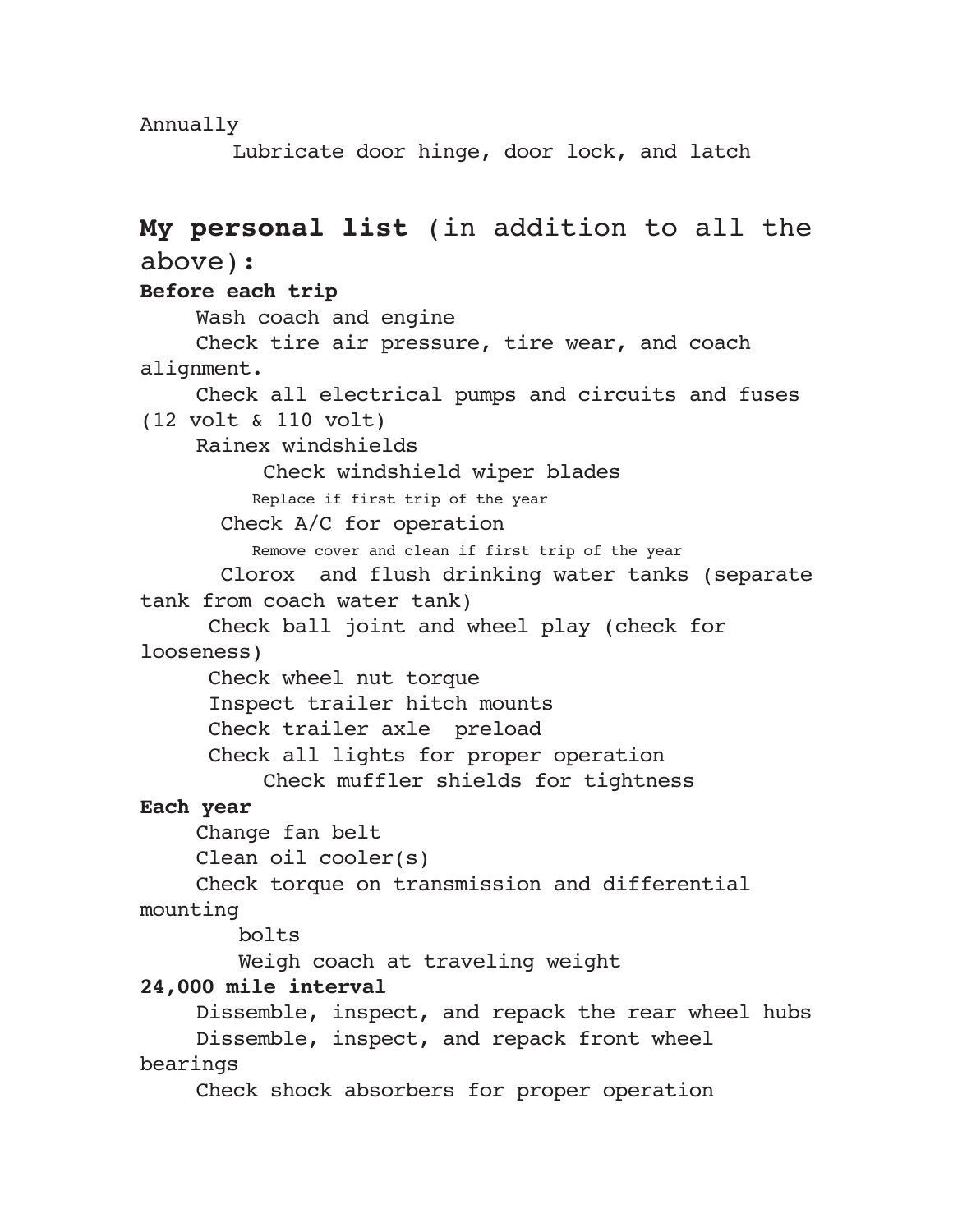Annually

- Lubricate door hinge, door lock, and latch

## **My personal list** (in addition to all the above):

**Before each trip**

- Wash coach and engine
- Check tire air pressure, tire wear, and coach alignment.
- Check all electrical pumps and circuits and fuses (12 volt & 110 volt)
- Rainex windshields
- Check windshield wiper blades
  - Replace if first trip of the year
- Check A/C for operation
  - Remove cover and clean if first trip of the year
- Clorox and flush drinking water tanks (separate tank from coach water tank)
- Check ball joint and wheel play (check for looseness)
- Check wheel nut torque
- Inspect trailer hitch mounts
- Check trailer axle preload
- Check all lights for proper operation
- Check muffler shields for tightness

**Each year**

- Change fan belt
- Clean oil cooler(s)
- Check torque on transmission and differential mounting bolts
- Weigh coach at traveling weight

**24,000 mile interval**

- Dissemble, inspect, and repack the rear wheel hubs
- Dissemble, inspect, and repack front wheel bearings
- Check shock absorbers for proper operation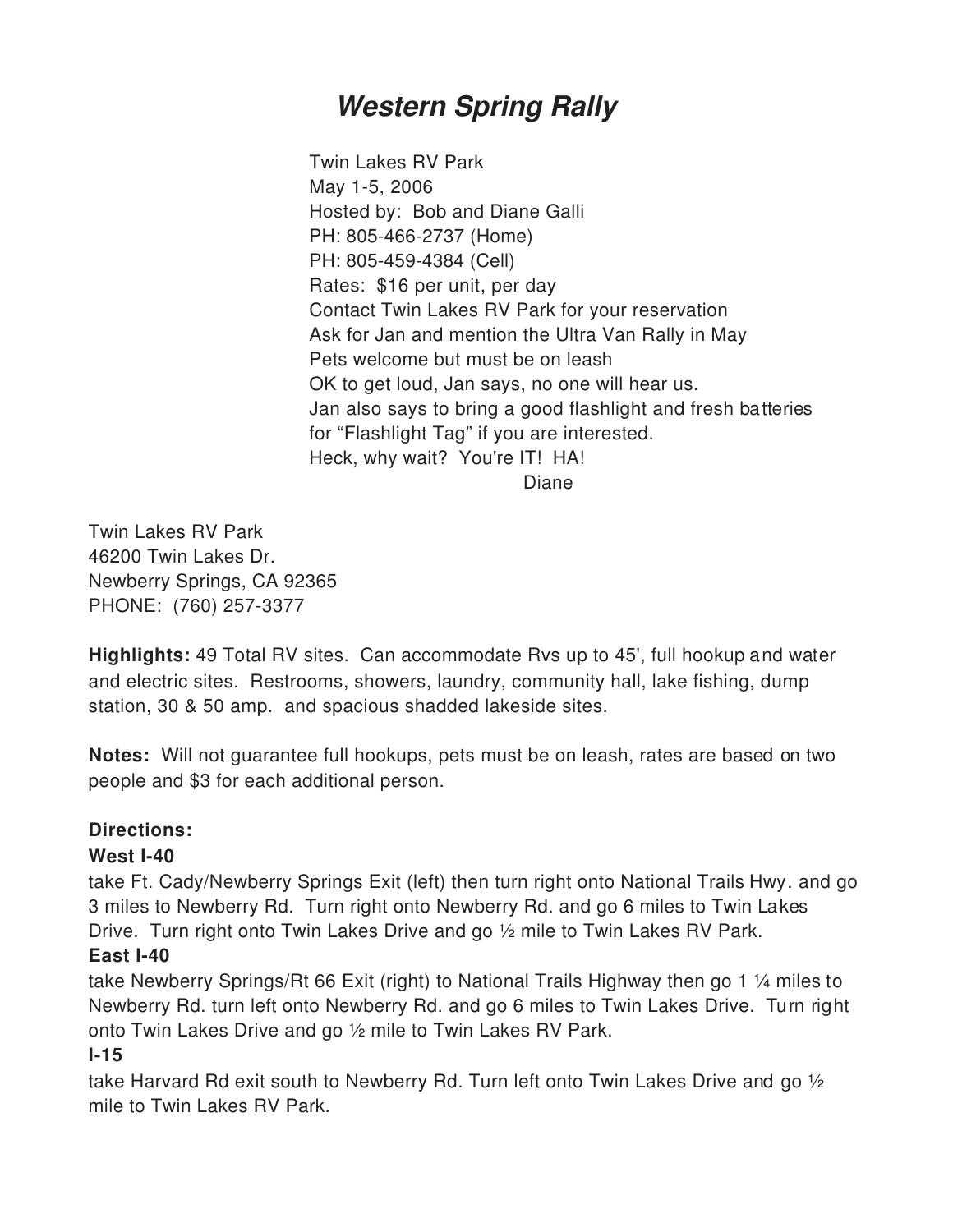# *Western Spring Rally*

Twin Lakes RV Park
May 1-5, 2006
Hosted by: Bob and Diane Galli
PH: 805-466-2737 (Home)
PH: 805-459-4384 (Cell)
Rates: $16 per unit, per day
Contact Twin Lakes RV Park for your reservation
Ask for Jan and mention the Ultra Van Rally in May
Pets welcome but must be on leash
OK to get loud, Jan says, no one will hear us.
Jan also says to bring a good flashlight and fresh batteries
for "Flashlight Tag" if you are interested.
Heck, why wait? You're IT! HA!
Diane

Twin Lakes RV Park
46200 Twin Lakes Dr.
Newberry Springs, CA 92365
PHONE: (760) 257-3377

**Highlights:** 49 Total RV sites. Can accommodate Rvs up to 45', full hookup and water and electric sites. Restrooms, showers, laundry, community hall, lake fishing, dump station, 30 & 50 amp. and spacious shadded lakeside sites.

**Notes:** Will not guarantee full hookups, pets must be on leash, rates are based on two people and $3 for each additional person.

**Directions:**

**West I-40**

take Ft. Cady/Newberry Springs Exit (left) then turn right onto National Trails Hwy. and go 3 miles to Newberry Rd. Turn right onto Newberry Rd. and go 6 miles to Twin Lakes Drive. Turn right onto Twin Lakes Drive and go ½ mile to Twin Lakes RV Park.

**East I-40**

take Newberry Springs/Rt 66 Exit (right) to National Trails Highway then go 1 ¼ miles to Newberry Rd. turn left onto Newberry Rd. and go 6 miles to Twin Lakes Drive. Turn right onto Twin Lakes Drive and go ½ mile to Twin Lakes RV Park.

**I-15**

take Harvard Rd exit south to Newberry Rd. Turn left onto Twin Lakes Drive and go ½ mile to Twin Lakes RV Park.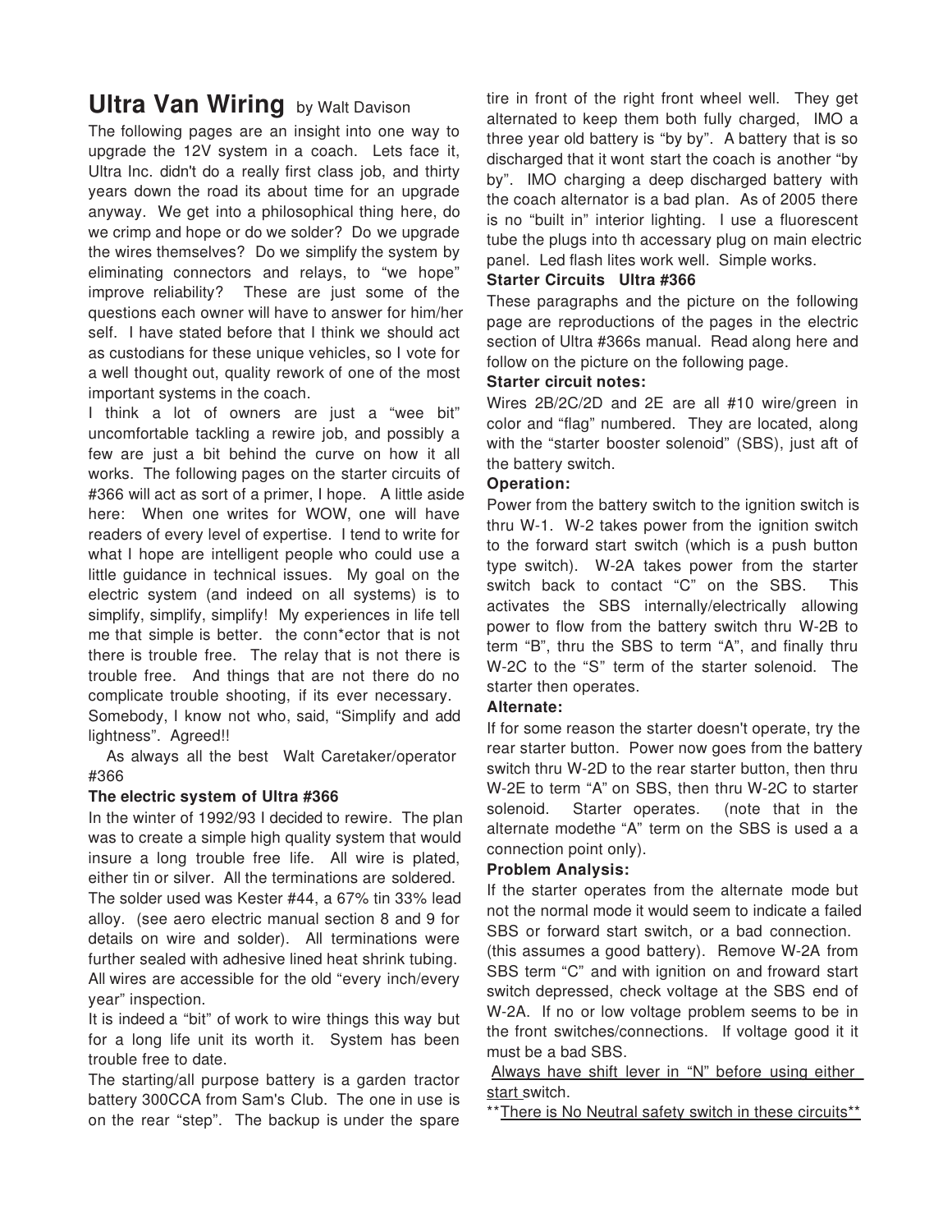# Ultra Van Wiring by Walt Davison

The following pages are an insight into one way to upgrade the 12V system in a coach. Lets face it, Ultra Inc. didn't do a really first class job, and thirty years down the road its about time for an upgrade anyway. We get into a philosophical thing here, do we crimp and hope or do we solder? Do we upgrade the wires themselves? Do we simplify the system by eliminating connectors and relays, to "we hope" improve reliability? These are just some of the questions each owner will have to answer for him/her self. I have stated before that I think we should act as custodians for these unique vehicles, so I vote for a well thought out, quality rework of one of the most important systems in the coach.

I think a lot of owners are just a "wee bit" uncomfortable tackling a rewire job, and possibly a few are just a bit behind the curve on how it all works. The following pages on the starter circuits of #366 will act as sort of a primer, I hope. A little aside here: When one writes for WOW, one will have readers of every level of expertise. I tend to write for what I hope are intelligent people who could use a little guidance in technical issues. My goal on the electric system (and indeed on all systems) is to simplify, simplify, simplify! My experiences in life tell me that simple is better. the conn*ector that is not there is trouble free. The relay that is not there is trouble free. And things that are not there do no complicate trouble shooting, if its ever necessary. Somebody, I know not who, said, "Simplify and add lightness". Agreed!!

As always all the best Walt Caretaker/operator #366

**The electric system of Ultra #366**

In the winter of 1992/93 I decided to rewire. The plan was to create a simple high quality system that would insure a long trouble free life. All wire is plated, either tin or silver. All the terminations are soldered. The solder used was Kester #44, a 67% tin 33% lead alloy. (see aero electric manual section 8 and 9 for details on wire and solder). All terminations were further sealed with adhesive lined heat shrink tubing. All wires are accessible for the old "every inch/every year" inspection.

It is indeed a "bit" of work to wire things this way but for a long life unit its worth it. System has been trouble free to date.

The starting/all purpose battery is a garden tractor battery 300CCA from Sam's Club. The one in use is on the rear "step". The backup is under the spare tire in front of the right front wheel well. They get alternated to keep them both fully charged, IMO a three year old battery is "by by". A battery that is so discharged that it wont start the coach is another "by by". IMO charging a deep discharged battery with the coach alternator is a bad plan. As of 2005 there is no "built in" interior lighting. I use a fluorescent tube the plugs into th accessary plug on main electric panel. Led flash lites work well. Simple works.

**Starter Circuits Ultra #366**

These paragraphs and the picture on the following page are reproductions of the pages in the electric section of Ultra #366s manual. Read along here and follow on the picture on the following page.

**Starter circuit notes:**

Wires 2B/2C/2D and 2E are all #10 wire/green in color and "flag" numbered. They are located, along with the "starter booster solenoid" (SBS), just aft of the battery switch.

**Operation:**

Power from the battery switch to the ignition switch is thru W-1. W-2 takes power from the ignition switch to the forward start switch (which is a push button type switch). W-2A takes power from the starter switch back to contact "C" on the SBS. This activates the SBS internally/electrically allowing power to flow from the battery switch thru W-2B to term "B", thru the SBS to term "A", and finally thru W-2C to the "S" term of the starter solenoid. The starter then operates.

**Alternate:**

If for some reason the starter doesn't operate, try the rear starter button. Power now goes from the battery switch thru W-2D to the rear starter button, then thru W-2E to term "A" on SBS, then thru W-2C to starter solenoid. Starter operates. (note that in the alternate modethe "A" term on the SBS is used a a connection point only).

**Problem Analysis:**

If the starter operates from the alternate mode but not the normal mode it would seem to indicate a failed SBS or forward start switch, or a bad connection. (this assumes a good battery). Remove W-2A from SBS term "C" and with ignition on and froward start switch depressed, check voltage at the SBS end of W-2A. If no or low voltage problem seems to be in the front switches/connections. If voltage good it it must be a bad SBS.

<u>Always have shift lever in "N" before using either start</u> switch.

**<u>There is No Neutral safety switch in these circuits</u>**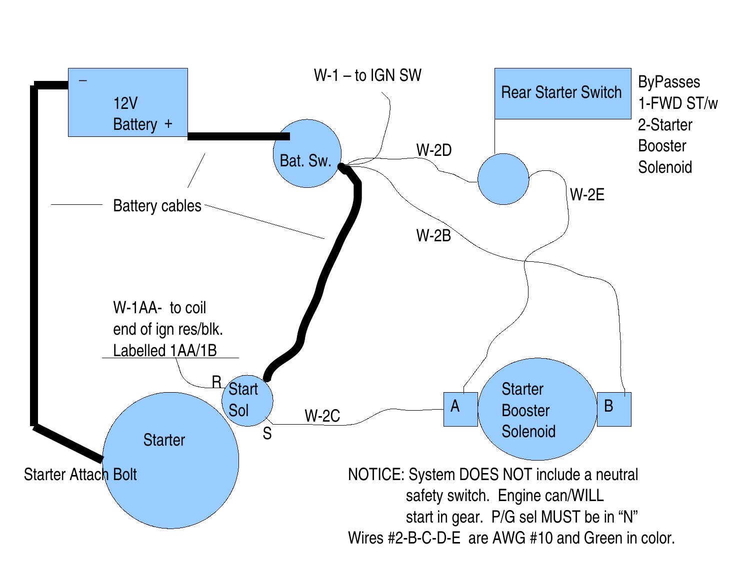12V
Battery +

–

Bat. Sw.

W-1 – to IGN SW

Rear Starter Switch

ByPasses
1-FWD ST/w
2-Starter
Booster
Solenoid

W-2D

W-2E

W-2B

Battery cables

W-1AA- to coil
end of ign res/blk.
Labelled 1AA/1B

R

Start
Sol

S

W-2C

A

Starter
Booster
Solenoid

B

Starter

Starter Attach Bolt

NOTICE: System DOES NOT include a neutral
safety switch. Engine can/WILL
start in gear. P/G sel MUST be in "N"

Wires #2-B-C-D-E are AWG #10 and Green in color.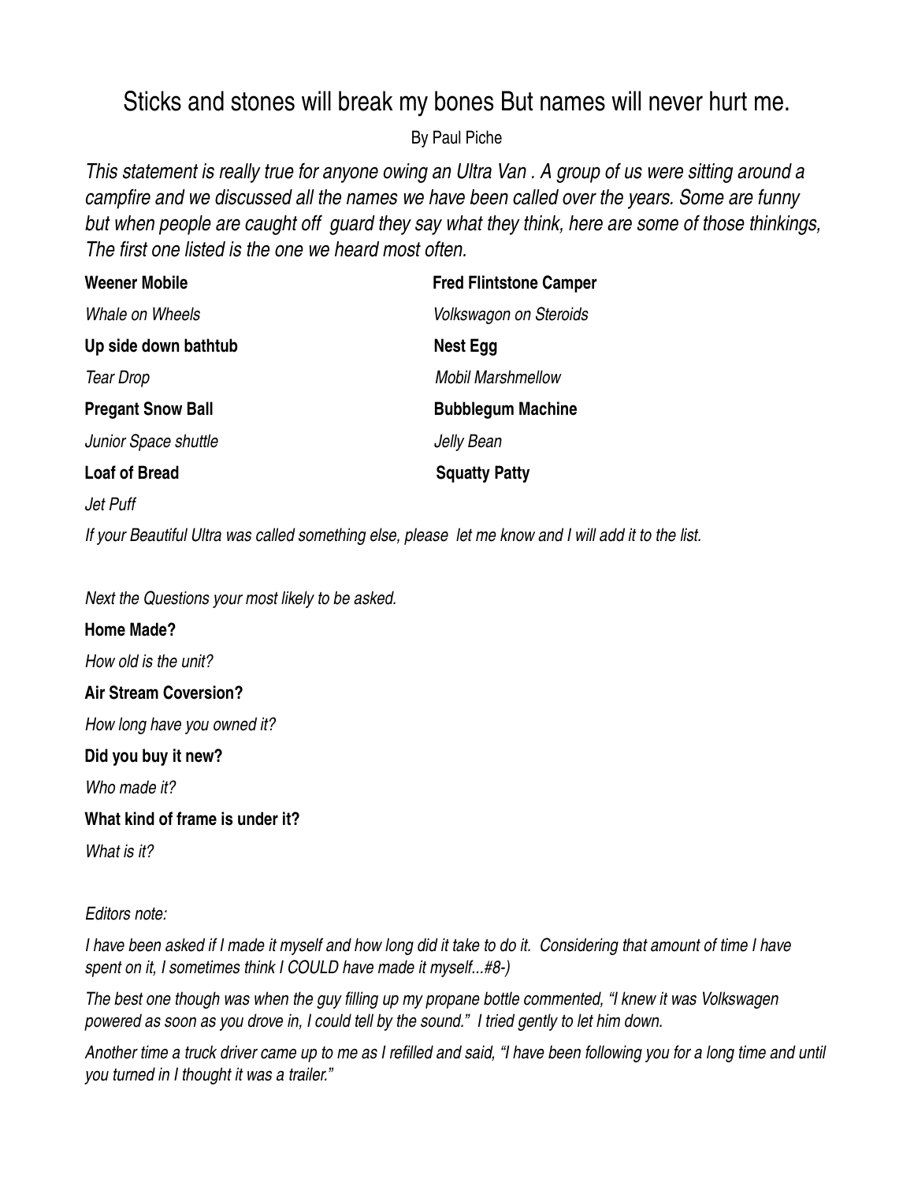# Sticks and stones will break my bones But names will never hurt me.

By Paul Piche

*This statement is really true for anyone owing an Ultra Van . A group of us were sitting around a campfire and we discussed all the names we have been called over the years. Some are funny but when people are caught off guard they say what they think, here are some of those thinkings, The first one listed is the one we heard most often.*

**Weener Mobile**

*Whale on Wheels*

**Up side down bathtub**

*Tear Drop*

**Pregant Snow Ball**

*Junior Space shuttle*

**Loaf of Bread**

*Jet Puff*

**Fred Flintstone Camper**

*Volkswagon on Steroids*

**Nest Egg**

*Mobil Marshmellow*

**Bubblegum Machine**

*Jelly Bean*

**Squatty Patty**

*If your Beautiful Ultra was called something else, please let me know and I will add it to the list.*

*Next the Questions your most likely to be asked.*

**Home Made?**

*How old is the unit?*

**Air Stream Coversion?**

*How long have you owned it?*

**Did you buy it new?**

*Who made it?*

**What kind of frame is under it?**

*What is it?*

*Editors note:*

*I have been asked if I made it myself and how long did it take to do it. Considering that amount of time I have spent on it, I sometimes think I COULD have made it myself...#8-)*

*The best one though was when the guy filling up my propane bottle commented, "I knew it was Volkswagen powered as soon as you drove in, I could tell by the sound." I tried gently to let him down.*

*Another time a truck driver came up to me as I refilled and said, "I have been following you for a long time and until you turned in I thought it was a trailer."*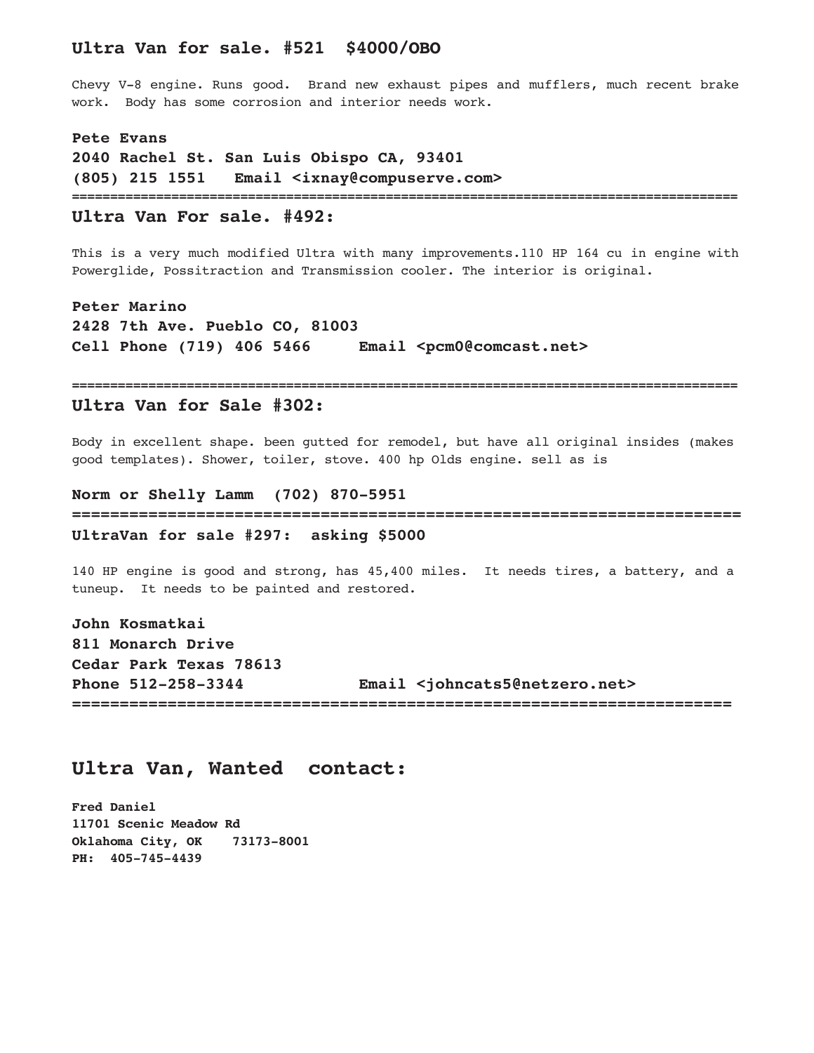## Ultra Van for sale. #521 $4000/OBO

Chevy V-8 engine. Runs good. Brand new exhaust pipes and mufflers, much recent brake work. Body has some corrosion and interior needs work.

**Pete Evans**
**2040 Rachel St. San Luis Obispo CA, 93401**
**(805) 215 1551 Email <ixnay@compuserve.com>**

---

## Ultra Van For sale. #492:

This is a very much modified Ultra with many improvements.110 HP 164 cu in engine with Powerglide, Possitraction and Transmission cooler. The interior is original.

**Peter Marino**
**2428 7th Ave. Pueblo CO, 81003**
**Cell Phone (719) 406 5466 Email <pcm0@comcast.net>**

---

## Ultra Van for Sale #302:

Body in excellent shape. been gutted for remodel, but have all original insides (makes good templates). Shower, toiler, stove. 400 hp Olds engine. sell as is

**Norm or Shelly Lamm (702) 870-5951**

---

## UltraVan for sale #297: asking $5000

140 HP engine is good and strong, has 45,400 miles. It needs tires, a battery, and a tuneup. It needs to be painted and restored.

**John Kosmatkai**
**811 Monarch Drive**
**Cedar Park Texas 78613**
**Phone 512-258-3344 Email <johncats5@netzero.net>**

---

# Ultra Van, Wanted contact:

**Fred Daniel**
**11701 Scenic Meadow Rd**
**Oklahoma City, OK 73173-8001**
**PH: 405-745-4439**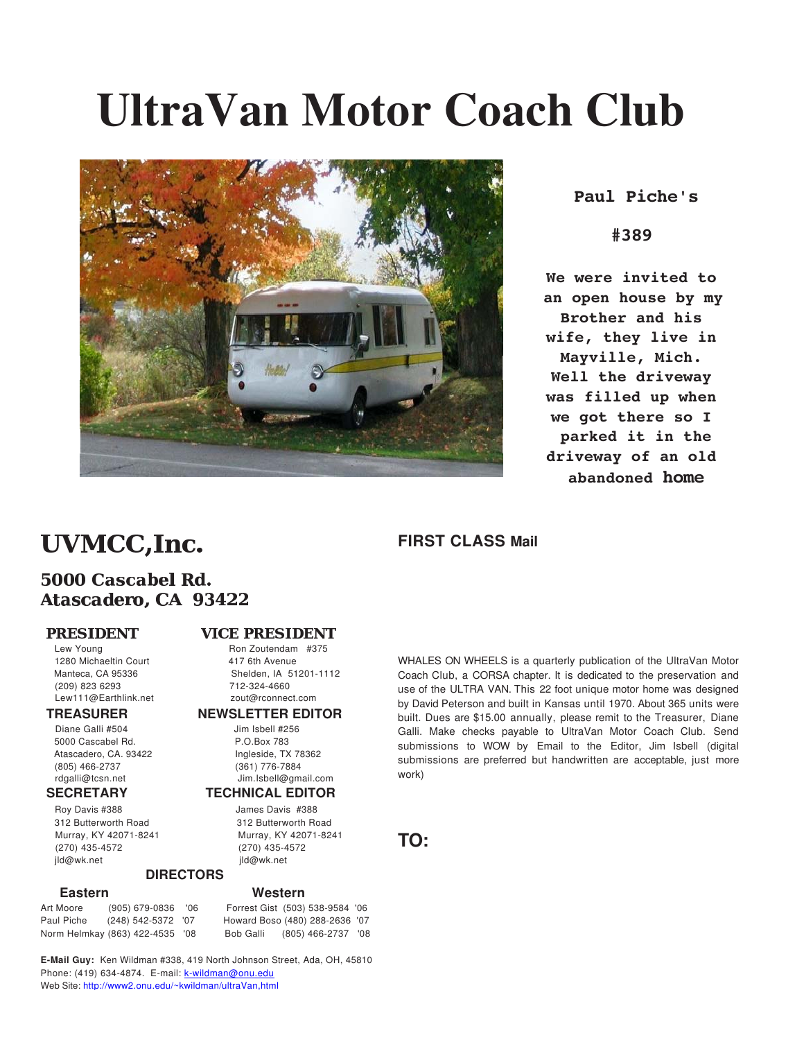# UltraVan Motor Coach Club

**Paul Piche's**

**#389**

**We were invited to an open house by my Brother and his wife, they live in Mayville, Mich. Well the driveway was filled up when we got there so I parked it in the driveway of an old abandoned home**

## UVMCC,Inc.

### 5000 Cascabel Rd.
### Atascadero, CA 93422

**FIRST CLASS Mail**

**PRESIDENT**
Lew Young
1280 Michaeltin Court
Manteca, CA 95336
(209) 823 6293
Lew111@Earthlink.net

**VICE PRESIDENT**
Ron Zoutendam #375
417 6th Avenue
Shelden, IA 51201-1112
712-324-4660
zout@rconnect.com

**TREASURER**
Diane Galli #504
5000 Cascabel Rd.
Atascadero, CA. 93422
(805) 466-2737
rdgalli@tcsn.net

**NEWSLETTER EDITOR**
Jim Isbell #256
P.O.Box 783
Ingleside, TX 78362
(361) 776-7884
Jim.Isbell@gmail.com

**SECRETARY**
Roy Davis #388
312 Butterworth Road
Murray, KY 42071-8241
(270) 435-4572
jld@wk.net

**TECHNICAL EDITOR**
James Davis #388
312 Butterworth Road
Murray, KY 42071-8241
(270) 435-4572
jld@wk.net

**DIRECTORS**

| Eastern | | | Western | | |
|---|---|---|---|---|---|
| Art Moore | (905) 679-0836 | '06 | Forrest Gist | (503) 538-9584 | '06 |
| Paul Piche | (248) 542-5372 | '07 | Howard Boso | (480) 288-2636 | '07 |
| Norm Helmkay | (863) 422-4535 | '08 | Bob Galli | (805) 466-2737 | '08 |

**E-Mail Guy:** Ken Wildman #338, 419 North Johnson Street, Ada, OH, 45810
Phone: (419) 634-4874. E-mail: k-wildman@onu.edu
Web Site: http://www2.onu.edu/~kwildman/ultraVan,html

WHALES ON WHEELS is a quarterly publication of the UltraVan Motor Coach Club, a CORSA chapter. It is dedicated to the preservation and use of the ULTRA VAN. This 22 foot unique motor home was designed by David Peterson and built in Kansas until 1970. About 365 units were built. Dues are $15.00 annually, please remit to the Treasurer, Diane Galli. Make checks payable to UltraVan Motor Coach Club. Send submissions to WOW by Email to the Editor, Jim Isbell (digital submissions are preferred but handwritten are acceptable, just more work)

**TO:**